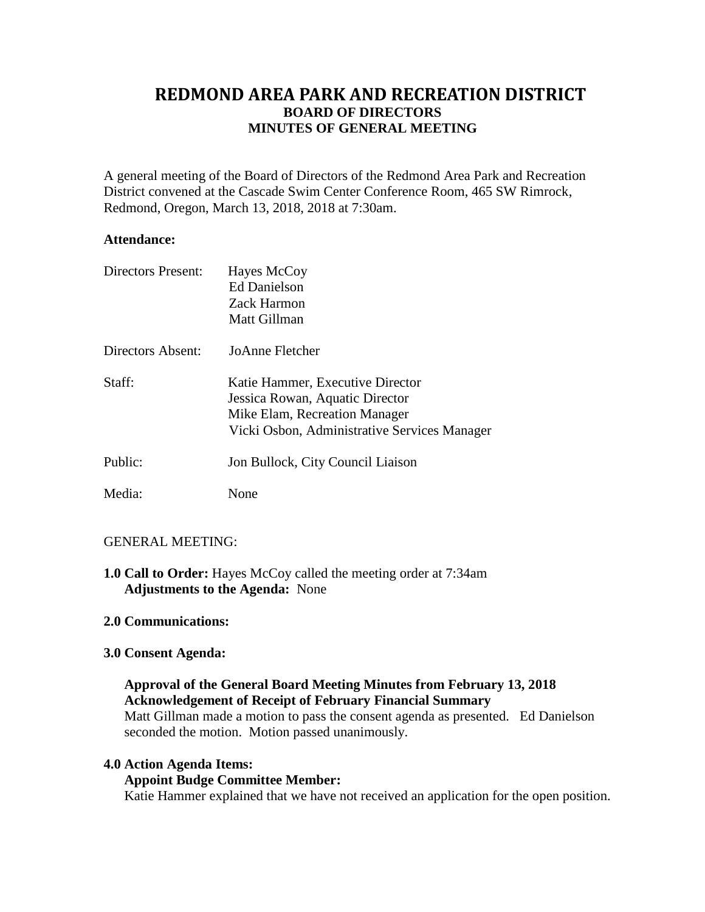# REDMOND AREA PARK AND RECREATION DISTRICT

## BOARD OF DIRECTORS

## MINUTES OF GENERAL MEETING

A general meeting of the Board of Directors of the Redmond Area Park and Recreation District convened at the Cascade Swim Center Conference Room, 465 SW Rimrock, Redmond, Oregon, March 13, 2018, 2018 at 7:30am.

**Attendance:**

| | |
|---|---|
| Directors Present: | Hayes McCoy<br>Ed Danielson<br>Zack Harmon<br>Matt Gillman |
| Directors Absent: | JoAnne Fletcher |
| Staff: | Katie Hammer, Executive Director<br>Jessica Rowan, Aquatic Director<br>Mike Elam, Recreation Manager<br>Vicki Osbon, Administrative Services Manager |
| Public: | Jon Bullock, City Council Liaison |
| Media: | None |

GENERAL MEETING:

**1.0 Call to Order:** Hayes McCoy called the meeting order at 7:34am
**Adjustments to the Agenda:** None

**2.0 Communications:**

**3.0 Consent Agenda:**

**Approval of the General Board Meeting Minutes from February 13, 2018**
**Acknowledgement of Receipt of February Financial Summary**
Matt Gillman made a motion to pass the consent agenda as presented. Ed Danielson seconded the motion. Motion passed unanimously.

**4.0 Action Agenda Items:**
**Appoint Budge Committee Member:**
Katie Hammer explained that we have not received an application for the open position.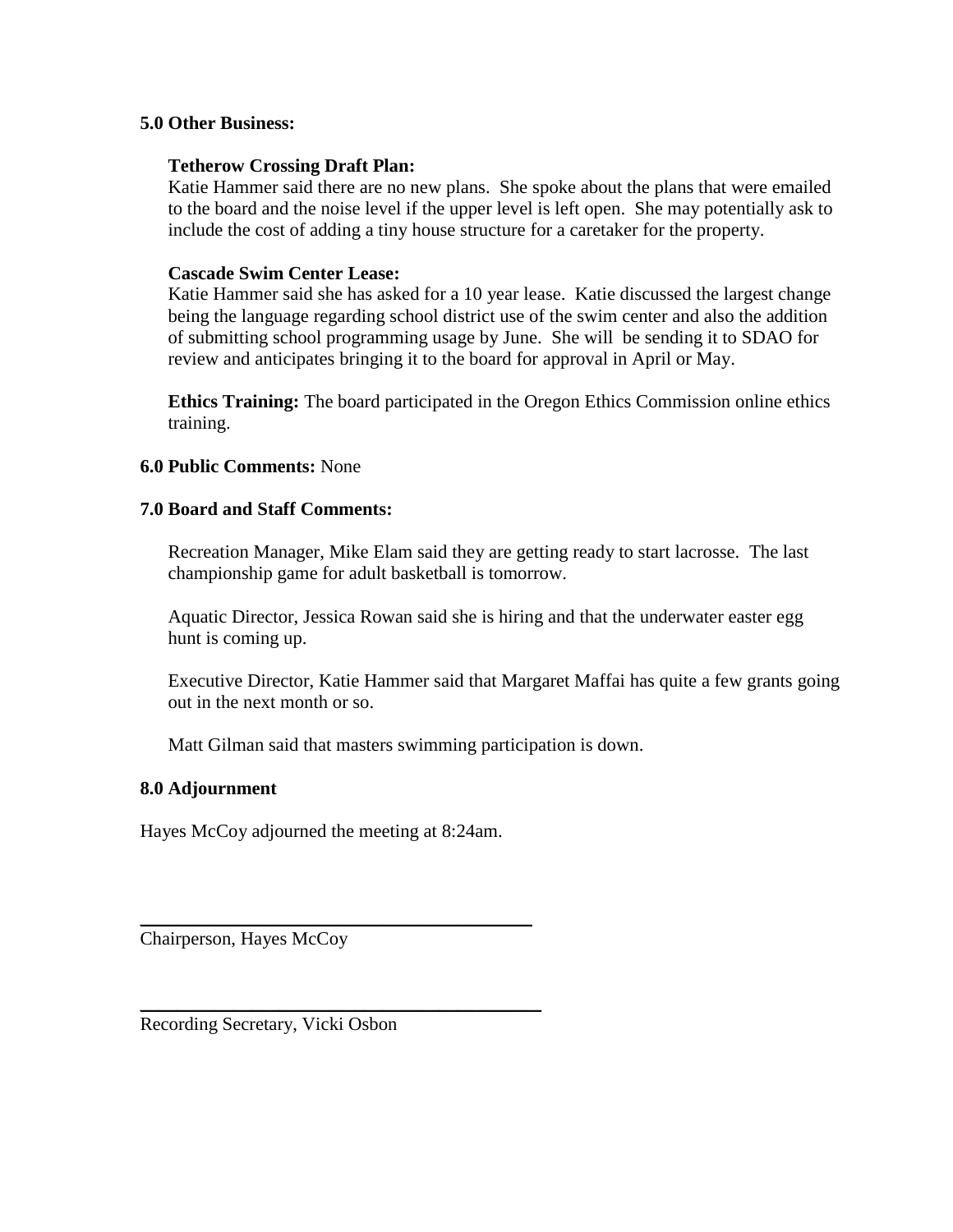**5.0 Other Business:**

**Tetherow Crossing Draft Plan:**
Katie Hammer said there are no new plans. She spoke about the plans that were emailed to the board and the noise level if the upper level is left open. She may potentially ask to include the cost of adding a tiny house structure for a caretaker for the property.

**Cascade Swim Center Lease:**
Katie Hammer said she has asked for a 10 year lease. Katie discussed the largest change being the language regarding school district use of the swim center and also the addition of submitting school programming usage by June. She will be sending it to SDAO for review and anticipates bringing it to the board for approval in April or May.

**Ethics Training:** The board participated in the Oregon Ethics Commission online ethics training.

**6.0 Public Comments:** None

**7.0 Board and Staff Comments:**

Recreation Manager, Mike Elam said they are getting ready to start lacrosse. The last championship game for adult basketball is tomorrow.

Aquatic Director, Jessica Rowan said she is hiring and that the underwater easter egg hunt is coming up.

Executive Director, Katie Hammer said that Margaret Maffai has quite a few grants going out in the next month or so.

Matt Gilman said that masters swimming participation is down.

**8.0 Adjournment**

Hayes McCoy adjourned the meeting at 8:24am.

\_\_\_\_\_\_\_\_\_\_\_\_\_\_\_\_\_\_\_\_\_\_\_\_\_\_\_\_\_\_\_\_\_\_\_\_\_\_\_\_
Chairperson, Hayes McCoy

\_\_\_\_\_\_\_\_\_\_\_\_\_\_\_\_\_\_\_\_\_\_\_\_\_\_\_\_\_\_\_\_\_\_\_\_\_\_\_\_
Recording Secretary, Vicki Osbon